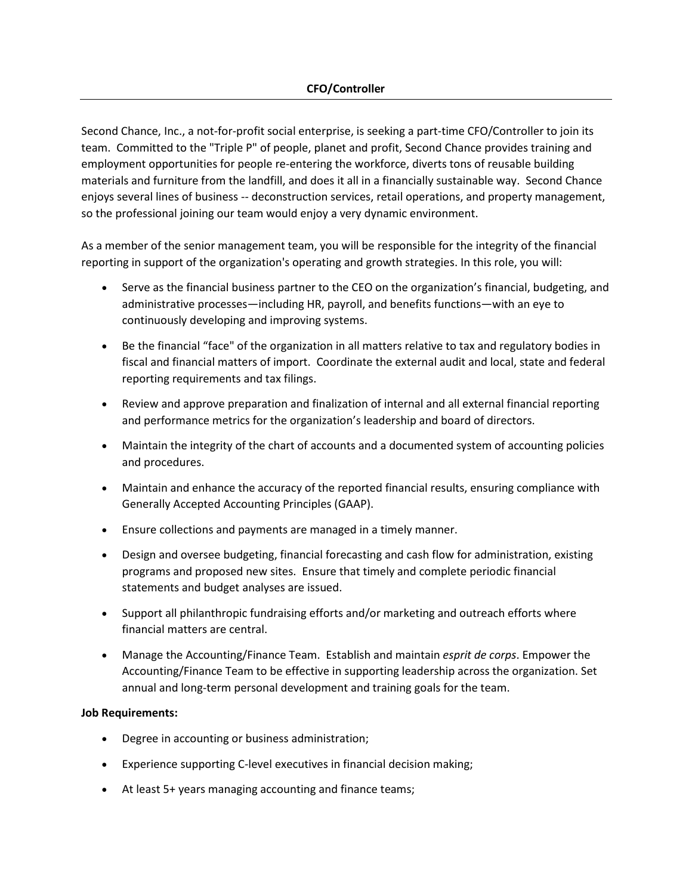## CFO/Controller

Second Chance, Inc., a not-for-profit social enterprise, is seeking a part-time CFO/Controller to join its team. Committed to the "Triple P" of people, planet and profit, Second Chance provides training and employment opportunities for people re-entering the workforce, diverts tons of reusable building materials and furniture from the landfill, and does it all in a financially sustainable way. Second Chance enjoys several lines of business -- deconstruction services, retail operations, and property management, so the professional joining our team would enjoy a very dynamic environment.

As a member of the senior management team, you will be responsible for the integrity of the financial reporting in support of the organization's operating and growth strategies. In this role, you will:

- Serve as the financial business partner to the CEO on the organization's financial, budgeting, and administrative processes—including HR, payroll, and benefits functions—with an eye to continuously developing and improving systems.
- Be the financial "face" of the organization in all matters relative to tax and regulatory bodies in fiscal and financial matters of import. Coordinate the external audit and local, state and federal reporting requirements and tax filings.
- Review and approve preparation and finalization of internal and all external financial reporting and performance metrics for the organization's leadership and board of directors.
- Maintain the integrity of the chart of accounts and a documented system of accounting policies and procedures.
- Maintain and enhance the accuracy of the reported financial results, ensuring compliance with Generally Accepted Accounting Principles (GAAP).
- Ensure collections and payments are managed in a timely manner.
- Design and oversee budgeting, financial forecasting and cash flow for administration, existing programs and proposed new sites. Ensure that timely and complete periodic financial statements and budget analyses are issued.
- Support all philanthropic fundraising efforts and/or marketing and outreach efforts where financial matters are central.
- Manage the Accounting/Finance Team. Establish and maintain *esprit de corps*. Empower the Accounting/Finance Team to be effective in supporting leadership across the organization. Set annual and long-term personal development and training goals for the team.

**Job Requirements:**

- Degree in accounting or business administration;
- Experience supporting C-level executives in financial decision making;
- At least 5+ years managing accounting and finance teams;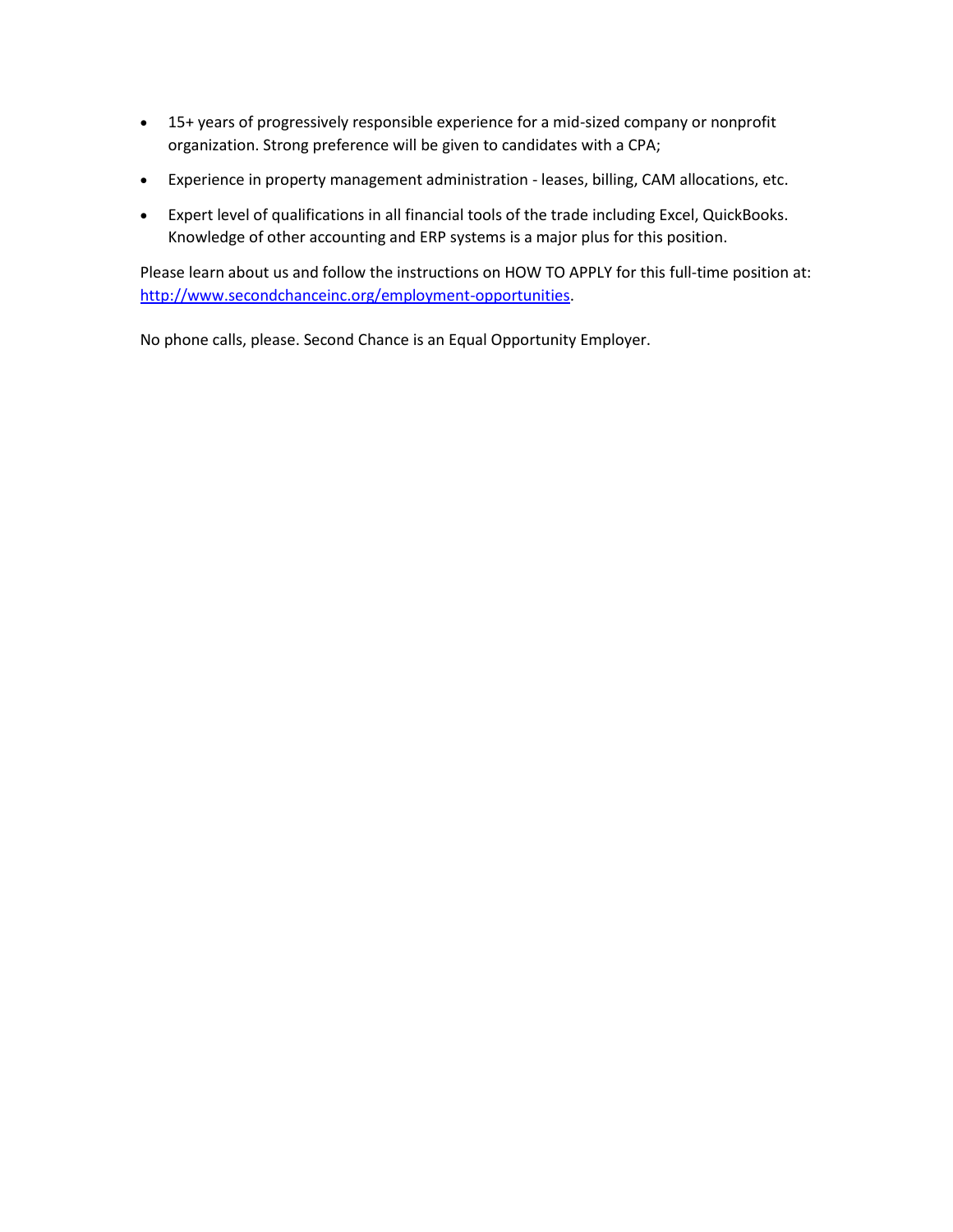- 15+ years of progressively responsible experience for a mid-sized company or nonprofit organization. Strong preference will be given to candidates with a CPA;
- Experience in property management administration - leases, billing, CAM allocations, etc.
- Expert level of qualifications in all financial tools of the trade including Excel, QuickBooks. Knowledge of other accounting and ERP systems is a major plus for this position.

Please learn about us and follow the instructions on HOW TO APPLY for this full-time position at: [http://www.secondchanceinc.org/employment-opportunities](http://www.secondchanceinc.org/employment-opportunities).

No phone calls, please. Second Chance is an Equal Opportunity Employer.